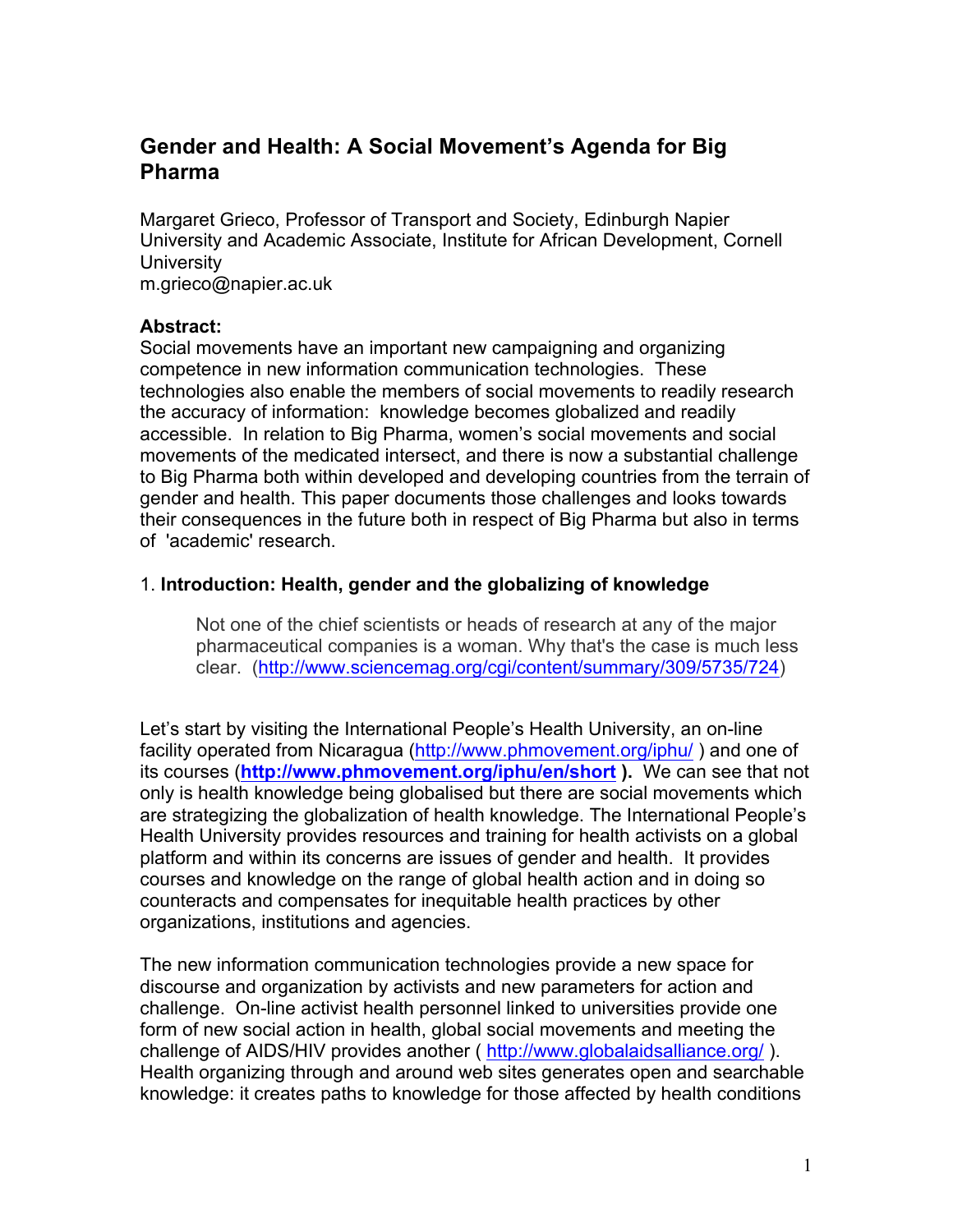# Gender and Health: A Social Movement's Agenda for Big Pharma

Margaret Grieco, Professor of Transport and Society, Edinburgh Napier University and Academic Associate, Institute for African Development, Cornell University
m.grieco@napier.ac.uk

**Abstract:**
Social movements have an important new campaigning and organizing competence in new information communication technologies. These technologies also enable the members of social movements to readily research the accuracy of information: knowledge becomes globalized and readily accessible. In relation to Big Pharma, women's social movements and social movements of the medicated intersect, and there is now a substantial challenge to Big Pharma both within developed and developing countries from the terrain of gender and health. This paper documents those challenges and looks towards their consequences in the future both in respect of Big Pharma but also in terms of 'academic' research.

## 1. Introduction: Health, gender and the globalizing of knowledge

> Not one of the chief scientists or heads of research at any of the major pharmaceutical companies is a woman. Why that's the case is much less clear. (http://www.sciencemag.org/cgi/content/summary/309/5735/724)

Let's start by visiting the International People's Health University, an on-line facility operated from Nicaragua (http://www.phmovement.org/iphu/ ) and one of its courses (**http://www.phmovement.org/iphu/en/short ).** We can see that not only is health knowledge being globalised but there are social movements which are strategizing the globalization of health knowledge. The International People's Health University provides resources and training for health activists on a global platform and within its concerns are issues of gender and health. It provides courses and knowledge on the range of global health action and in doing so counteracts and compensates for inequitable health practices by other organizations, institutions and agencies.

The new information communication technologies provide a new space for discourse and organization by activists and new parameters for action and challenge. On-line activist health personnel linked to universities provide one form of new social action in health, global social movements and meeting the challenge of AIDS/HIV provides another ( http://www.globalaidsalliance.org/ ). Health organizing through and around web sites generates open and searchable knowledge: it creates paths to knowledge for those affected by health conditions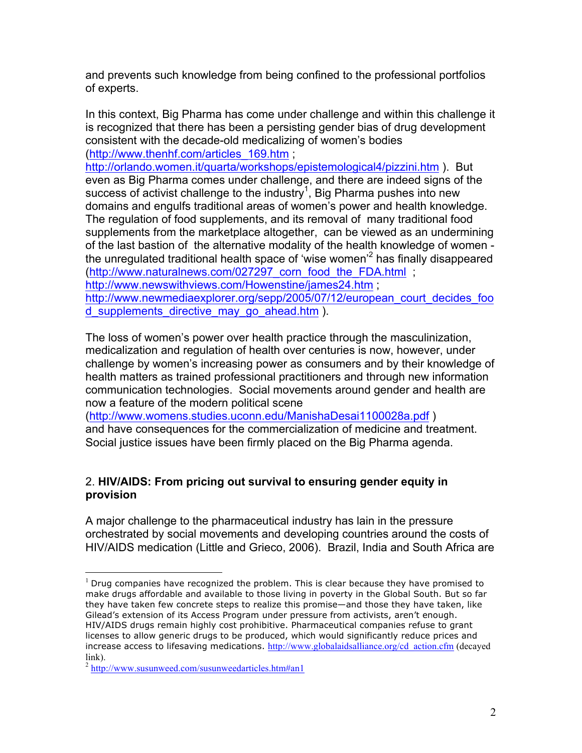and prevents such knowledge from being confined to the professional portfolios of experts.

In this context, Big Pharma has come under challenge and within this challenge it is recognized that there has been a persisting gender bias of drug development consistent with the decade-old medicalizing of women's bodies (http://www.thenhf.com/articles_169.htm ; http://orlando.women.it/quarta/workshops/epistemological4/pizzini.htm ). But even as Big Pharma comes under challenge, and there are indeed signs of the success of activist challenge to the industry[1], Big Pharma pushes into new domains and engulfs traditional areas of women's power and health knowledge. The regulation of food supplements, and its removal of many traditional food supplements from the marketplace altogether, can be viewed as an undermining of the last bastion of the alternative modality of the health knowledge of women - the unregulated traditional health space of 'wise women'[2] has finally disappeared (http://www.naturalnews.com/027297_corn_food_the_FDA.html ; http://www.newswithviews.com/Howenstine/james24.htm ; http://www.newmediaexplorer.org/sepp/2005/07/12/european_court_decides_food_supplements_directive_may_go_ahead.htm ).

The loss of women's power over health practice through the masculinization, medicalization and regulation of health over centuries is now, however, under challenge by women's increasing power as consumers and by their knowledge of health matters as trained professional practitioners and through new information communication technologies. Social movements around gender and health are now a feature of the modern political scene (http://www.womens.studies.uconn.edu/ManishaDesai1100028a.pdf ) and have consequences for the commercialization of medicine and treatment. Social justice issues have been firmly placed on the Big Pharma agenda.

## 2. HIV/AIDS: From pricing out survival to ensuring gender equity in provision

A major challenge to the pharmaceutical industry has lain in the pressure orchestrated by social movements and developing countries around the costs of HIV/AIDS medication (Little and Grieco, 2006). Brazil, India and South Africa are

---

[1] Drug companies have recognized the problem. This is clear because they have promised to make drugs affordable and available to those living in poverty in the Global South. But so far they have taken few concrete steps to realize this promise—and those they have taken, like Gilead's extension of its Access Program under pressure from activists, aren't enough. HIV/AIDS drugs remain highly cost prohibitive. Pharmaceutical companies refuse to grant licenses to allow generic drugs to be produced, which would significantly reduce prices and increase access to lifesaving medications. http://www.globalaidsalliance.org/cd_action.cfm (decayed link).

[2] http://www.susunweed.com/susunweedarticles.htm#an1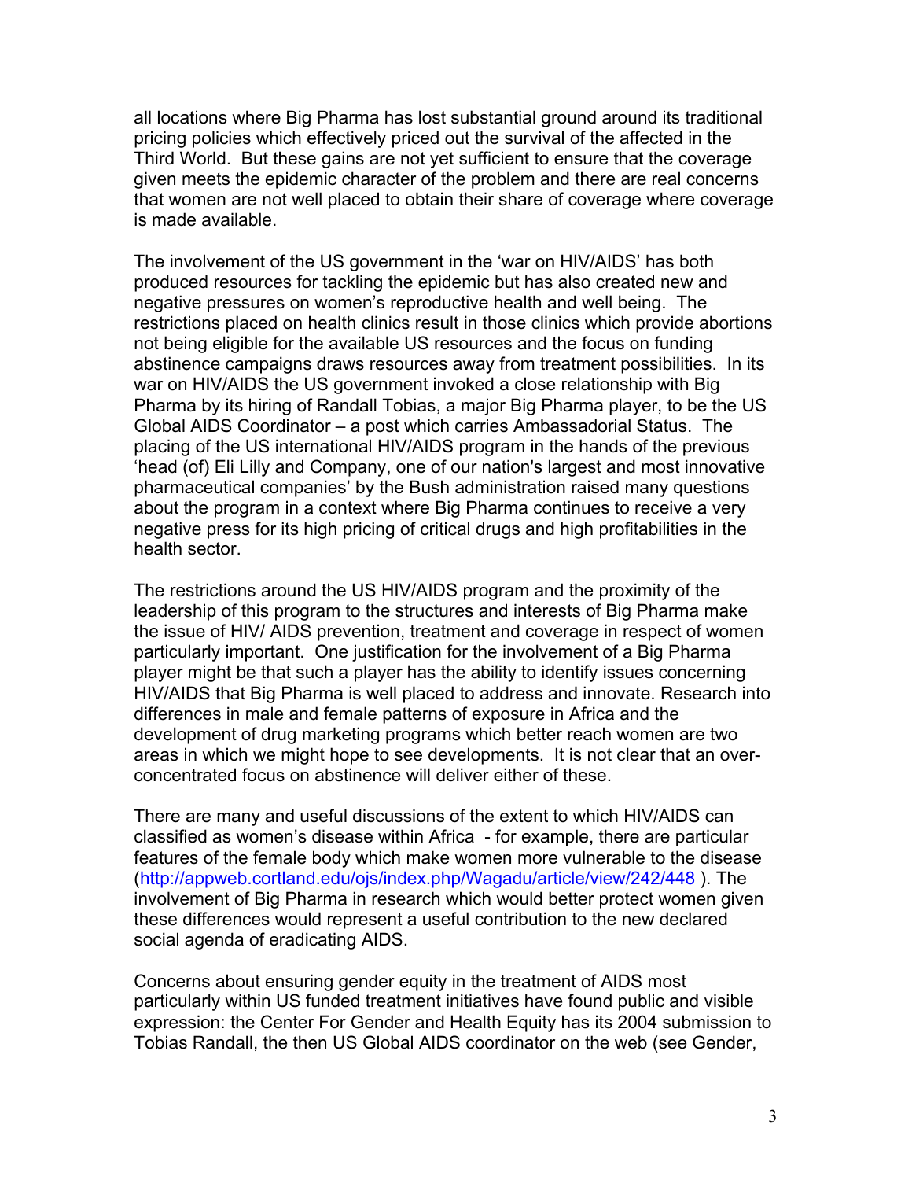all locations where Big Pharma has lost substantial ground around its traditional pricing policies which effectively priced out the survival of the affected in the Third World. But these gains are not yet sufficient to ensure that the coverage given meets the epidemic character of the problem and there are real concerns that women are not well placed to obtain their share of coverage where coverage is made available.

The involvement of the US government in the 'war on HIV/AIDS' has both produced resources for tackling the epidemic but has also created new and negative pressures on women's reproductive health and well being. The restrictions placed on health clinics result in those clinics which provide abortions not being eligible for the available US resources and the focus on funding abstinence campaigns draws resources away from treatment possibilities. In its war on HIV/AIDS the US government invoked a close relationship with Big Pharma by its hiring of Randall Tobias, a major Big Pharma player, to be the US Global AIDS Coordinator – a post which carries Ambassadorial Status. The placing of the US international HIV/AIDS program in the hands of the previous 'head (of) Eli Lilly and Company, one of our nation's largest and most innovative pharmaceutical companies' by the Bush administration raised many questions about the program in a context where Big Pharma continues to receive a very negative press for its high pricing of critical drugs and high profitabilities in the health sector.

The restrictions around the US HIV/AIDS program and the proximity of the leadership of this program to the structures and interests of Big Pharma make the issue of HIV/ AIDS prevention, treatment and coverage in respect of women particularly important. One justification for the involvement of a Big Pharma player might be that such a player has the ability to identify issues concerning HIV/AIDS that Big Pharma is well placed to address and innovate. Research into differences in male and female patterns of exposure in Africa and the development of drug marketing programs which better reach women are two areas in which we might hope to see developments. It is not clear that an over-concentrated focus on abstinence will deliver either of these.

There are many and useful discussions of the extent to which HIV/AIDS can classified as women's disease within Africa - for example, there are particular features of the female body which make women more vulnerable to the disease (http://appweb.cortland.edu/ojs/index.php/Wagadu/article/view/242/448 ). The involvement of Big Pharma in research which would better protect women given these differences would represent a useful contribution to the new declared social agenda of eradicating AIDS.

Concerns about ensuring gender equity in the treatment of AIDS most particularly within US funded treatment initiatives have found public and visible expression: the Center For Gender and Health Equity has its 2004 submission to Tobias Randall, the then US Global AIDS coordinator on the web (see Gender,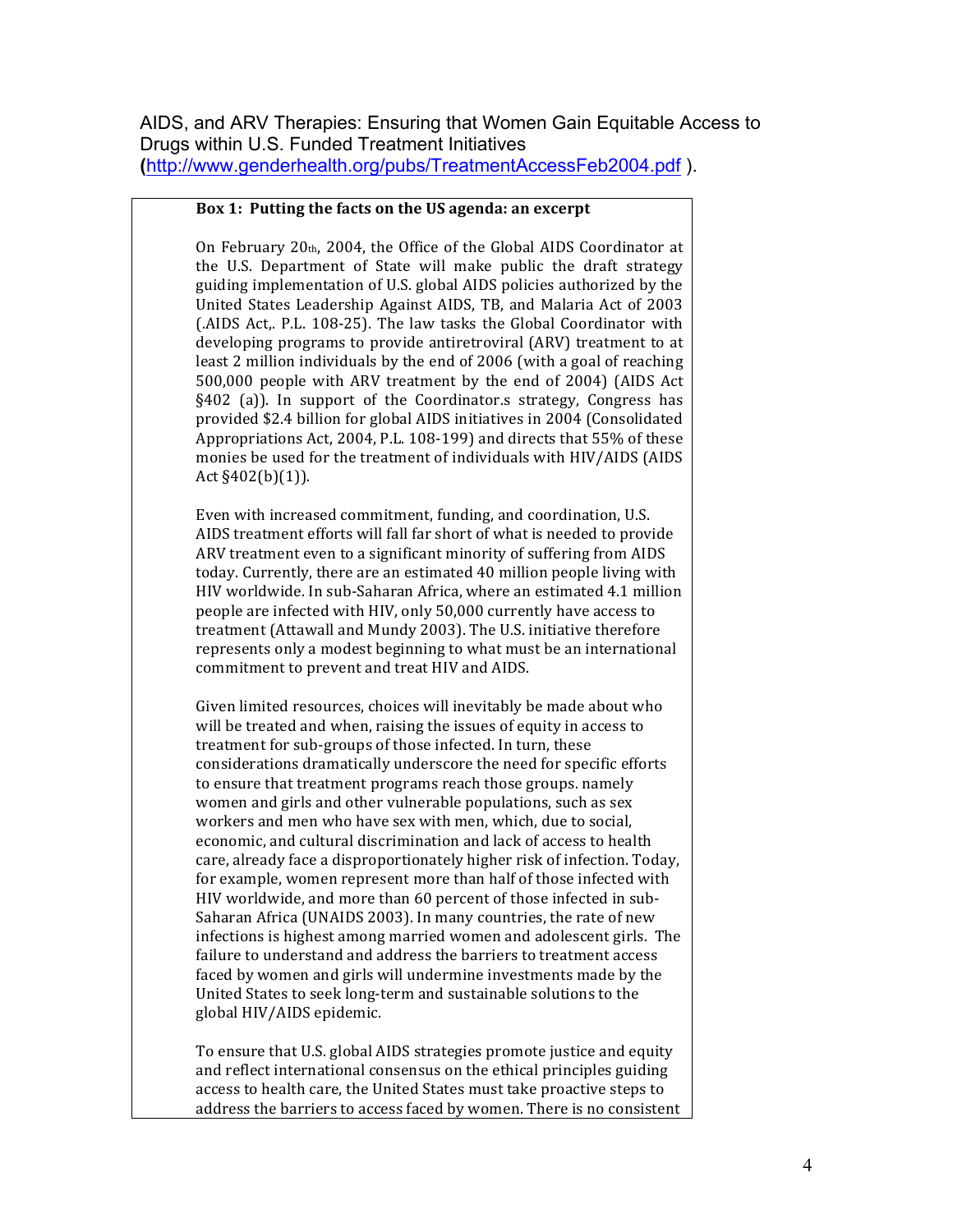AIDS, and ARV Therapies: Ensuring that Women Gain Equitable Access to Drugs within U.S. Funded Treatment Initiatives (http://www.genderhealth.org/pubs/TreatmentAccessFeb2004.pdf ).

**Box 1: Putting the facts on the US agenda: an excerpt**

On February 20th, 2004, the Office of the Global AIDS Coordinator at the U.S. Department of State will make public the draft strategy guiding implementation of U.S. global AIDS policies authorized by the United States Leadership Against AIDS, TB, and Malaria Act of 2003 (.AIDS Act,. P.L. 108-25). The law tasks the Global Coordinator with developing programs to provide antiretroviral (ARV) treatment to at least 2 million individuals by the end of 2006 (with a goal of reaching 500,000 people with ARV treatment by the end of 2004) (AIDS Act §402 (a)). In support of the Coordinator.s strategy, Congress has provided $2.4 billion for global AIDS initiatives in 2004 (Consolidated Appropriations Act, 2004, P.L. 108-199) and directs that 55% of these monies be used for the treatment of individuals with HIV/AIDS (AIDS Act §402(b)(1)).

Even with increased commitment, funding, and coordination, U.S. AIDS treatment efforts will fall far short of what is needed to provide ARV treatment even to a significant minority of suffering from AIDS today. Currently, there are an estimated 40 million people living with HIV worldwide. In sub-Saharan Africa, where an estimated 4.1 million people are infected with HIV, only 50,000 currently have access to treatment (Attawall and Mundy 2003). The U.S. initiative therefore represents only a modest beginning to what must be an international commitment to prevent and treat HIV and AIDS.

Given limited resources, choices will inevitably be made about who will be treated and when, raising the issues of equity in access to treatment for sub-groups of those infected. In turn, these considerations dramatically underscore the need for specific efforts to ensure that treatment programs reach those groups. namely women and girls and other vulnerable populations, such as sex workers and men who have sex with men, which, due to social, economic, and cultural discrimination and lack of access to health care, already face a disproportionately higher risk of infection. Today, for example, women represent more than half of those infected with HIV worldwide, and more than 60 percent of those infected in sub-Saharan Africa (UNAIDS 2003). In many countries, the rate of new infections is highest among married women and adolescent girls. The failure to understand and address the barriers to treatment access faced by women and girls will undermine investments made by the United States to seek long-term and sustainable solutions to the global HIV/AIDS epidemic.

To ensure that U.S. global AIDS strategies promote justice and equity and reflect international consensus on the ethical principles guiding access to health care, the United States must take proactive steps to address the barriers to access faced by women. There is no consistent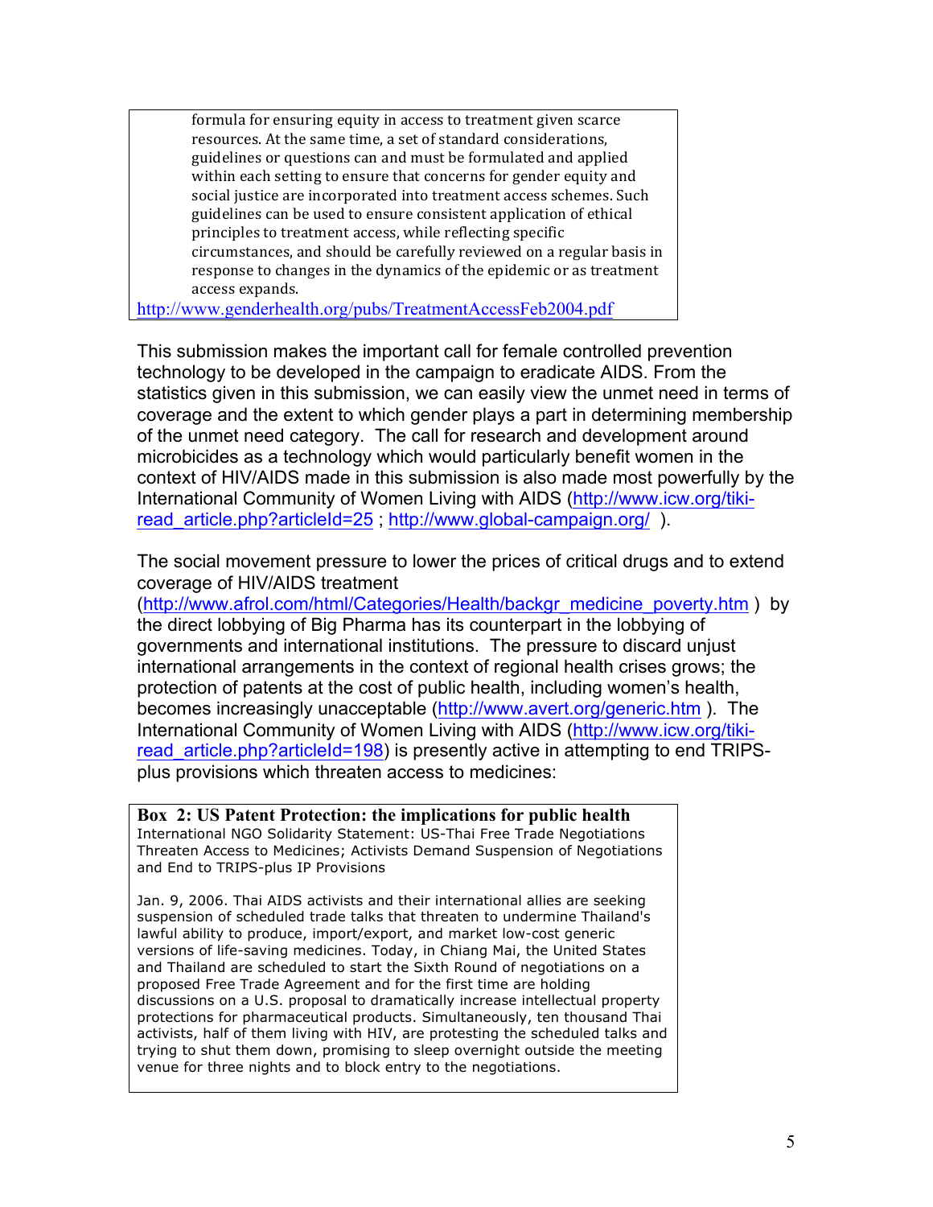> formula for ensuring equity in access to treatment given scarce resources. At the same time, a set of standard considerations, guidelines or questions can and must be formulated and applied within each setting to ensure that concerns for gender equity and social justice are incorporated into treatment access schemes. Such guidelines can be used to ensure consistent application of ethical principles to treatment access, while reflecting specific circumstances, and should be carefully reviewed on a regular basis in response to changes in the dynamics of the epidemic or as treatment access expands.
>
> http://www.genderhealth.org/pubs/TreatmentAccessFeb2004.pdf

This submission makes the important call for female controlled prevention technology to be developed in the campaign to eradicate AIDS. From the statistics given in this submission, we can easily view the unmet need in terms of coverage and the extent to which gender plays a part in determining membership of the unmet need category. The call for research and development around microbicides as a technology which would particularly benefit women in the context of HIV/AIDS made in this submission is also made most powerfully by the International Community of Women Living with AIDS (http://www.icw.org/tiki-read_article.php?articleId=25 ; http://www.global-campaign.org/ ).

The social movement pressure to lower the prices of critical drugs and to extend coverage of HIV/AIDS treatment (http://www.afrol.com/html/Categories/Health/backgr_medicine_poverty.htm ) by the direct lobbying of Big Pharma has its counterpart in the lobbying of governments and international institutions. The pressure to discard unjust international arrangements in the context of regional health crises grows; the protection of patents at the cost of public health, including women's health, becomes increasingly unacceptable (http://www.avert.org/generic.htm ). The International Community of Women Living with AIDS (http://www.icw.org/tiki-read_article.php?articleId=198) is presently active in attempting to end TRIPS-plus provisions which threaten access to medicines:

> **Box 2: US Patent Protection: the implications for public health**
>
> International NGO Solidarity Statement: US-Thai Free Trade Negotiations Threaten Access to Medicines; Activists Demand Suspension of Negotiations and End to TRIPS-plus IP Provisions
>
> Jan. 9, 2006. Thai AIDS activists and their international allies are seeking suspension of scheduled trade talks that threaten to undermine Thailand's lawful ability to produce, import/export, and market low-cost generic versions of life-saving medicines. Today, in Chiang Mai, the United States and Thailand are scheduled to start the Sixth Round of negotiations on a proposed Free Trade Agreement and for the first time are holding discussions on a U.S. proposal to dramatically increase intellectual property protections for pharmaceutical products. Simultaneously, ten thousand Thai activists, half of them living with HIV, are protesting the scheduled talks and trying to shut them down, promising to sleep overnight outside the meeting venue for three nights and to block entry to the negotiations.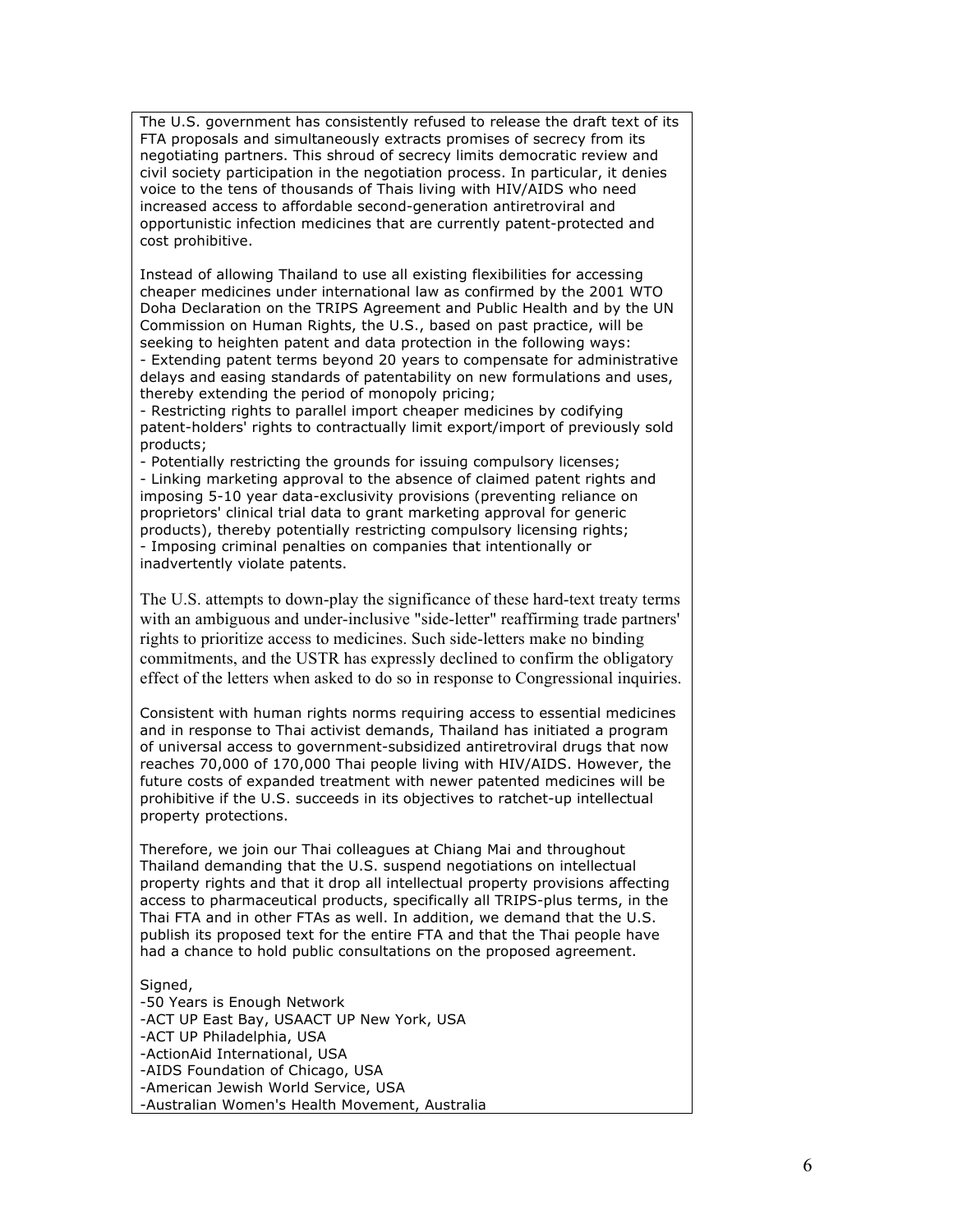The U.S. government has consistently refused to release the draft text of its FTA proposals and simultaneously extracts promises of secrecy from its negotiating partners. This shroud of secrecy limits democratic review and civil society participation in the negotiation process. In particular, it denies voice to the tens of thousands of Thais living with HIV/AIDS who need increased access to affordable second-generation antiretroviral and opportunistic infection medicines that are currently patent-protected and cost prohibitive.

Instead of allowing Thailand to use all existing flexibilities for accessing cheaper medicines under international law as confirmed by the 2001 WTO Doha Declaration on the TRIPS Agreement and Public Health and by the UN Commission on Human Rights, the U.S., based on past practice, will be seeking to heighten patent and data protection in the following ways:

- Extending patent terms beyond 20 years to compensate for administrative delays and easing standards of patentability on new formulations and uses, thereby extending the period of monopoly pricing;
- Restricting rights to parallel import cheaper medicines by codifying patent-holders' rights to contractually limit export/import of previously sold products;
- Potentially restricting the grounds for issuing compulsory licenses;
- Linking marketing approval to the absence of claimed patent rights and imposing 5-10 year data-exclusivity provisions (preventing reliance on proprietors' clinical trial data to grant marketing approval for generic products), thereby potentially restricting compulsory licensing rights;
- Imposing criminal penalties on companies that intentionally or inadvertently violate patents.

The U.S. attempts to down-play the significance of these hard-text treaty terms with an ambiguous and under-inclusive "side-letter" reaffirming trade partners' rights to prioritize access to medicines. Such side-letters make no binding commitments, and the USTR has expressly declined to confirm the obligatory effect of the letters when asked to do so in response to Congressional inquiries.

Consistent with human rights norms requiring access to essential medicines and in response to Thai activist demands, Thailand has initiated a program of universal access to government-subsidized antiretroviral drugs that now reaches 70,000 of 170,000 Thai people living with HIV/AIDS. However, the future costs of expanded treatment with newer patented medicines will be prohibitive if the U.S. succeeds in its objectives to ratchet-up intellectual property protections.

Therefore, we join our Thai colleagues at Chiang Mai and throughout Thailand demanding that the U.S. suspend negotiations on intellectual property rights and that it drop all intellectual property provisions affecting access to pharmaceutical products, specifically all TRIPS-plus terms, in the Thai FTA and in other FTAs as well. In addition, we demand that the U.S. publish its proposed text for the entire FTA and that the Thai people have had a chance to hold public consultations on the proposed agreement.

Signed,

-50 Years is Enough Network
-ACT UP East Bay, USAACT UP New York, USA
-ACT UP Philadelphia, USA
-ActionAid International, USA
-AIDS Foundation of Chicago, USA
-American Jewish World Service, USA
-Australian Women's Health Movement, Australia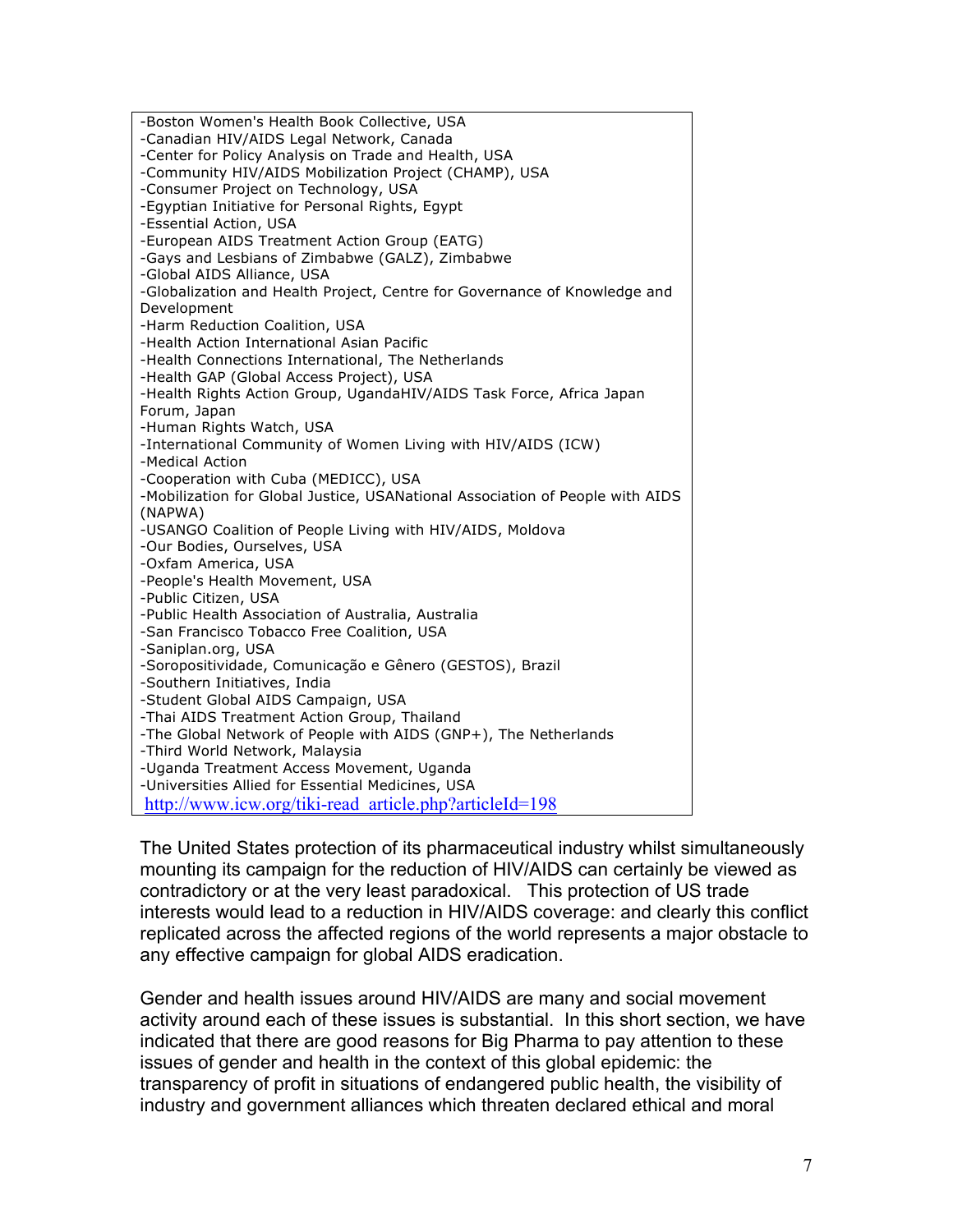-Boston Women's Health Book Collective, USA
-Canadian HIV/AIDS Legal Network, Canada
-Center for Policy Analysis on Trade and Health, USA
-Community HIV/AIDS Mobilization Project (CHAMP), USA
-Consumer Project on Technology, USA
-Egyptian Initiative for Personal Rights, Egypt
-Essential Action, USA
-European AIDS Treatment Action Group (EATG)
-Gays and Lesbians of Zimbabwe (GALZ), Zimbabwe
-Global AIDS Alliance, USA
-Globalization and Health Project, Centre for Governance of Knowledge and Development
-Harm Reduction Coalition, USA
-Health Action International Asian Pacific
-Health Connections International, The Netherlands
-Health GAP (Global Access Project), USA
-Health Rights Action Group, UgandaHIV/AIDS Task Force, Africa Japan Forum, Japan
-Human Rights Watch, USA
-International Community of Women Living with HIV/AIDS (ICW)
-Medical Action
-Cooperation with Cuba (MEDICC), USA
-Mobilization for Global Justice, USANational Association of People with AIDS (NAPWA)
-USANGO Coalition of People Living with HIV/AIDS, Moldova
-Our Bodies, Ourselves, USA
-Oxfam America, USA
-People's Health Movement, USA
-Public Citizen, USA
-Public Health Association of Australia, Australia
-San Francisco Tobacco Free Coalition, USA
-Saniplan.org, USA
-Soropositividade, Comunicação e Gênero (GESTOS), Brazil
-Southern Initiatives, India
-Student Global AIDS Campaign, USA
-Thai AIDS Treatment Action Group, Thailand
-The Global Network of People with AIDS (GNP+), The Netherlands
-Third World Network, Malaysia
-Uganda Treatment Access Movement, Uganda
-Universities Allied for Essential Medicines, USA
http://www.icw.org/tiki-read_article.php?articleId=198

The United States protection of its pharmaceutical industry whilst simultaneously mounting its campaign for the reduction of HIV/AIDS can certainly be viewed as contradictory or at the very least paradoxical. This protection of US trade interests would lead to a reduction in HIV/AIDS coverage: and clearly this conflict replicated across the affected regions of the world represents a major obstacle to any effective campaign for global AIDS eradication.

Gender and health issues around HIV/AIDS are many and social movement activity around each of these issues is substantial. In this short section, we have indicated that there are good reasons for Big Pharma to pay attention to these issues of gender and health in the context of this global epidemic: the transparency of profit in situations of endangered public health, the visibility of industry and government alliances which threaten declared ethical and moral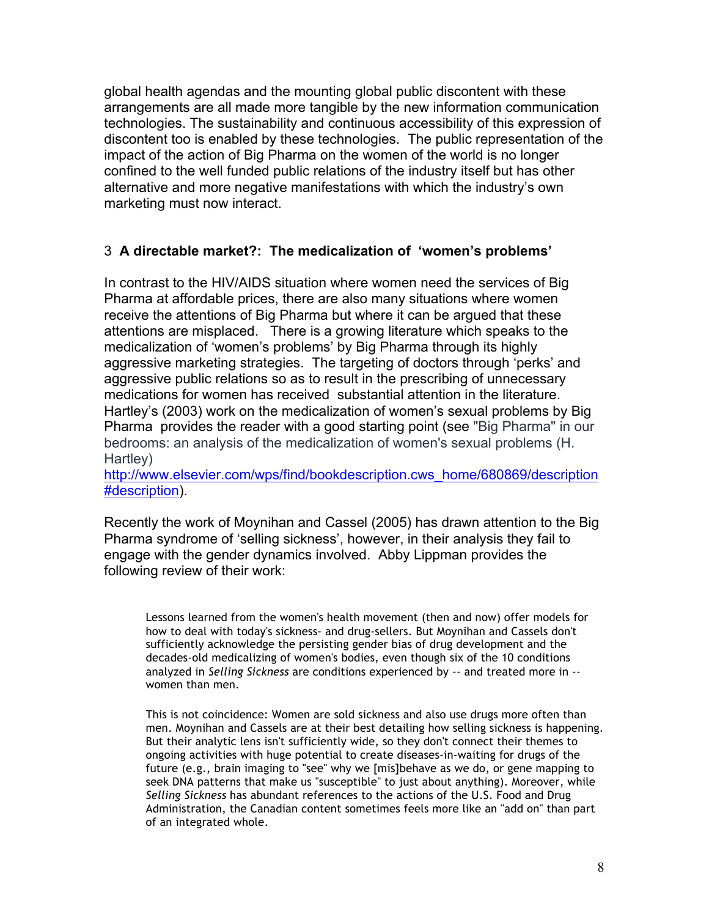global health agendas and the mounting global public discontent with these arrangements are all made more tangible by the new information communication technologies. The sustainability and continuous accessibility of this expression of discontent too is enabled by these technologies. The public representation of the impact of the action of Big Pharma on the women of the world is no longer confined to the well funded public relations of the industry itself but has other alternative and more negative manifestations with which the industry's own marketing must now interact.

## 3 **A directable market?: The medicalization of 'women's problems'**

In contrast to the HIV/AIDS situation where women need the services of Big Pharma at affordable prices, there are also many situations where women receive the attentions of Big Pharma but where it can be argued that these attentions are misplaced. There is a growing literature which speaks to the medicalization of 'women's problems' by Big Pharma through its highly aggressive marketing strategies. The targeting of doctors through 'perks' and aggressive public relations so as to result in the prescribing of unnecessary medications for women has received substantial attention in the literature. Hartley's (2003) work on the medicalization of women's sexual problems by Big Pharma provides the reader with a good starting point (see "Big Pharma" in our bedrooms: an analysis of the medicalization of women's sexual problems (H. Hartley) http://www.elsevier.com/wps/find/bookdescription.cws_home/680869/description#description).

Recently the work of Moynihan and Cassel (2005) has drawn attention to the Big Pharma syndrome of 'selling sickness', however, in their analysis they fail to engage with the gender dynamics involved. Abby Lippman provides the following review of their work:

> Lessons learned from the women's health movement (then and now) offer models for how to deal with today's sickness- and drug-sellers. But Moynihan and Cassels don't sufficiently acknowledge the persisting gender bias of drug development and the decades-old medicalizing of women's bodies, even though six of the 10 conditions analyzed in *Selling Sickness* are conditions experienced by -- and treated more in -- women than men.
>
> This is not coincidence: Women are sold sickness and also use drugs more often than men. Moynihan and Cassels are at their best detailing how selling sickness is happening. But their analytic lens isn't sufficiently wide, so they don't connect their themes to ongoing activities with huge potential to create diseases-in-waiting for drugs of the future (e.g., brain imaging to "see" why we [mis]behave as we do, or gene mapping to seek DNA patterns that make us "susceptible" to just about anything). Moreover, while *Selling Sickness* has abundant references to the actions of the U.S. Food and Drug Administration, the Canadian content sometimes feels more like an "add on" than part of an integrated whole.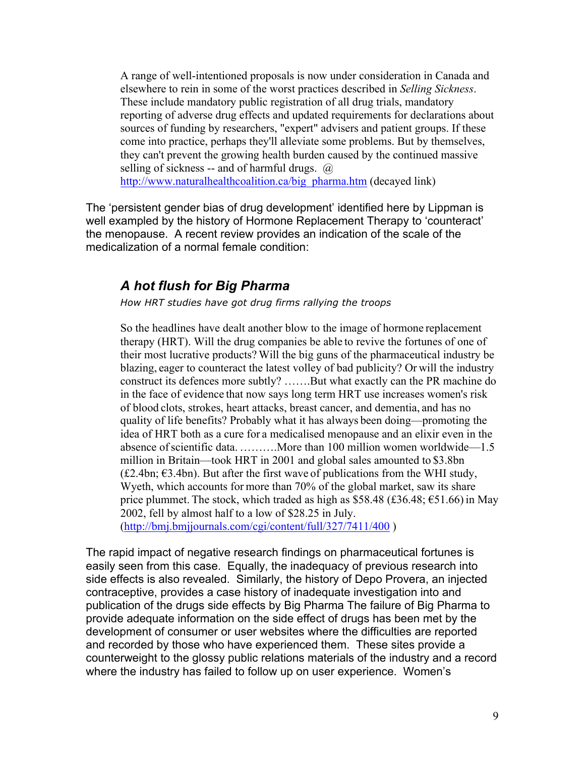> A range of well-intentioned proposals is now under consideration in Canada and elsewhere to rein in some of the worst practices described in *Selling Sickness*. These include mandatory public registration of all drug trials, mandatory reporting of adverse drug effects and updated requirements for declarations about sources of funding by researchers, "expert" advisers and patient groups. If these come into practice, perhaps they'll alleviate some problems. But by themselves, they can't prevent the growing health burden caused by the continued massive selling of sickness -- and of harmful drugs. @ http://www.naturalhealthcoalition.ca/big_pharma.htm (decayed link)

The 'persistent gender bias of drug development' identified here by Lippman is well exampled by the history of Hormone Replacement Therapy to 'counteract' the menopause. A recent review provides an indication of the scale of the medicalization of a normal female condition:

> ### *A hot flush for Big Pharma*
>
> *How HRT studies have got drug firms rallying the troops*
>
> So the headlines have dealt another blow to the image of hormone replacement therapy (HRT). Will the drug companies be able to revive the fortunes of one of their most lucrative products? Will the big guns of the pharmaceutical industry be blazing, eager to counteract the latest volley of bad publicity? Or will the industry construct its defences more subtly? …….But what exactly can the PR machine do in the face of evidence that now says long term HRT use increases women's risk of blood clots, strokes, heart attacks, breast cancer, and dementia, and has no quality of life benefits? Probably what it has always been doing—promoting the idea of HRT both as a cure for a medicalised menopause and an elixir even in the absence of scientific data. ……….More than 100 million women worldwide—1.5 million in Britain—took HRT in 2001 and global sales amounted to $3.8bn (£2.4bn; €3.4bn). But after the first wave of publications from the WHI study, Wyeth, which accounts for more than 70% of the global market, saw its share price plummet. The stock, which traded as high as $58.48 (£36.48; €51.66) in May 2002, fell by almost half to a low of $28.25 in July. (http://bmj.bmjjournals.com/cgi/content/full/327/7411/400 )

The rapid impact of negative research findings on pharmaceutical fortunes is easily seen from this case. Equally, the inadequacy of previous research into side effects is also revealed. Similarly, the history of Depo Provera, an injected contraceptive, provides a case history of inadequate investigation into and publication of the drugs side effects by Big Pharma The failure of Big Pharma to provide adequate information on the side effect of drugs has been met by the development of consumer or user websites where the difficulties are reported and recorded by those who have experienced them. These sites provide a counterweight to the glossy public relations materials of the industry and a record where the industry has failed to follow up on user experience. Women's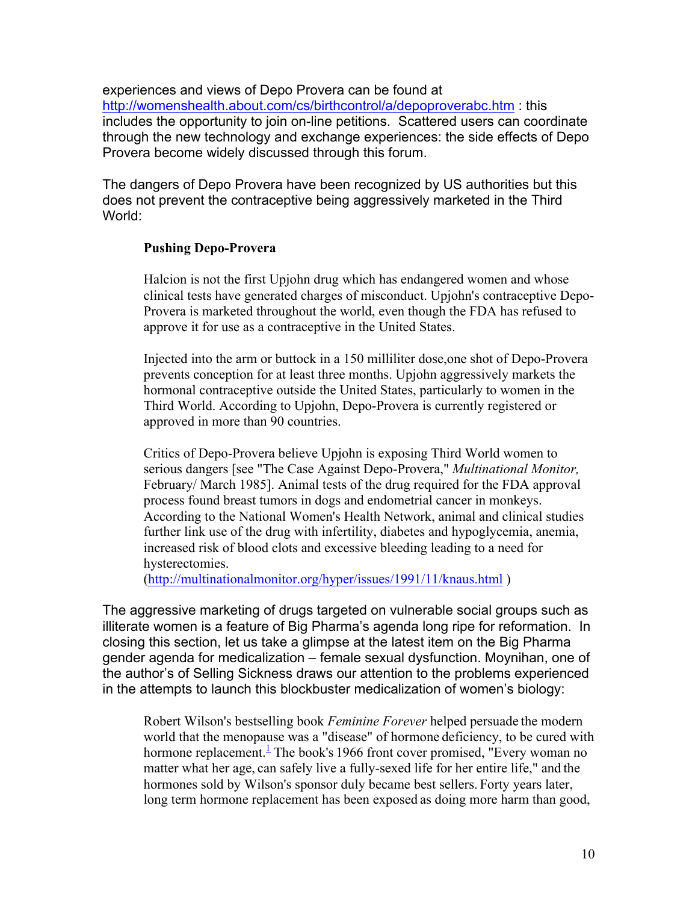experiences and views of Depo Provera can be found at http://womenshealth.about.com/cs/birthcontrol/a/depoproverabc.htm : this includes the opportunity to join on-line petitions. Scattered users can coordinate through the new technology and exchange experiences: the side effects of Depo Provera become widely discussed through this forum.

The dangers of Depo Provera have been recognized by US authorities but this does not prevent the contraceptive being aggressively marketed in the Third World:

> **Pushing Depo-Provera**
>
> Halcion is not the first Upjohn drug which has endangered women and whose clinical tests have generated charges of misconduct. Upjohn's contraceptive Depo-Provera is marketed throughout the world, even though the FDA has refused to approve it for use as a contraceptive in the United States.
>
> Injected into the arm or buttock in a 150 milliliter dose,one shot of Depo-Provera prevents conception for at least three months. Upjohn aggressively markets the hormonal contraceptive outside the United States, particularly to women in the Third World. According to Upjohn, Depo-Provera is currently registered or approved in more than 90 countries.
>
> Critics of Depo-Provera believe Upjohn is exposing Third World women to serious dangers [see "The Case Against Depo-Provera," *Multinational Monitor,* February/ March 1985]. Animal tests of the drug required for the FDA approval process found breast tumors in dogs and endometrial cancer in monkeys. According to the National Women's Health Network, animal and clinical studies further link use of the drug with infertility, diabetes and hypoglycemia, anemia, increased risk of blood clots and excessive bleeding leading to a need for hysterectomies.
> (http://multinationalmonitor.org/hyper/issues/1991/11/knaus.html )

The aggressive marketing of drugs targeted on vulnerable social groups such as illiterate women is a feature of Big Pharma's agenda long ripe for reformation. In closing this section, let us take a glimpse at the latest item on the Big Pharma gender agenda for medicalization – female sexual dysfunction. Moynihan, one of the author's of Selling Sickness draws our attention to the problems experienced in the attempts to launch this blockbuster medicalization of women's biology:

> Robert Wilson's bestselling book *Feminine Forever* helped persuade the modern world that the menopause was a "disease" of hormone deficiency, to be cured with hormone replacement.[1] The book's 1966 front cover promised, "Every woman no matter what her age, can safely live a fully-sexed life for her entire life," and the hormones sold by Wilson's sponsor duly became best sellers. Forty years later, long term hormone replacement has been exposed as doing more harm than good,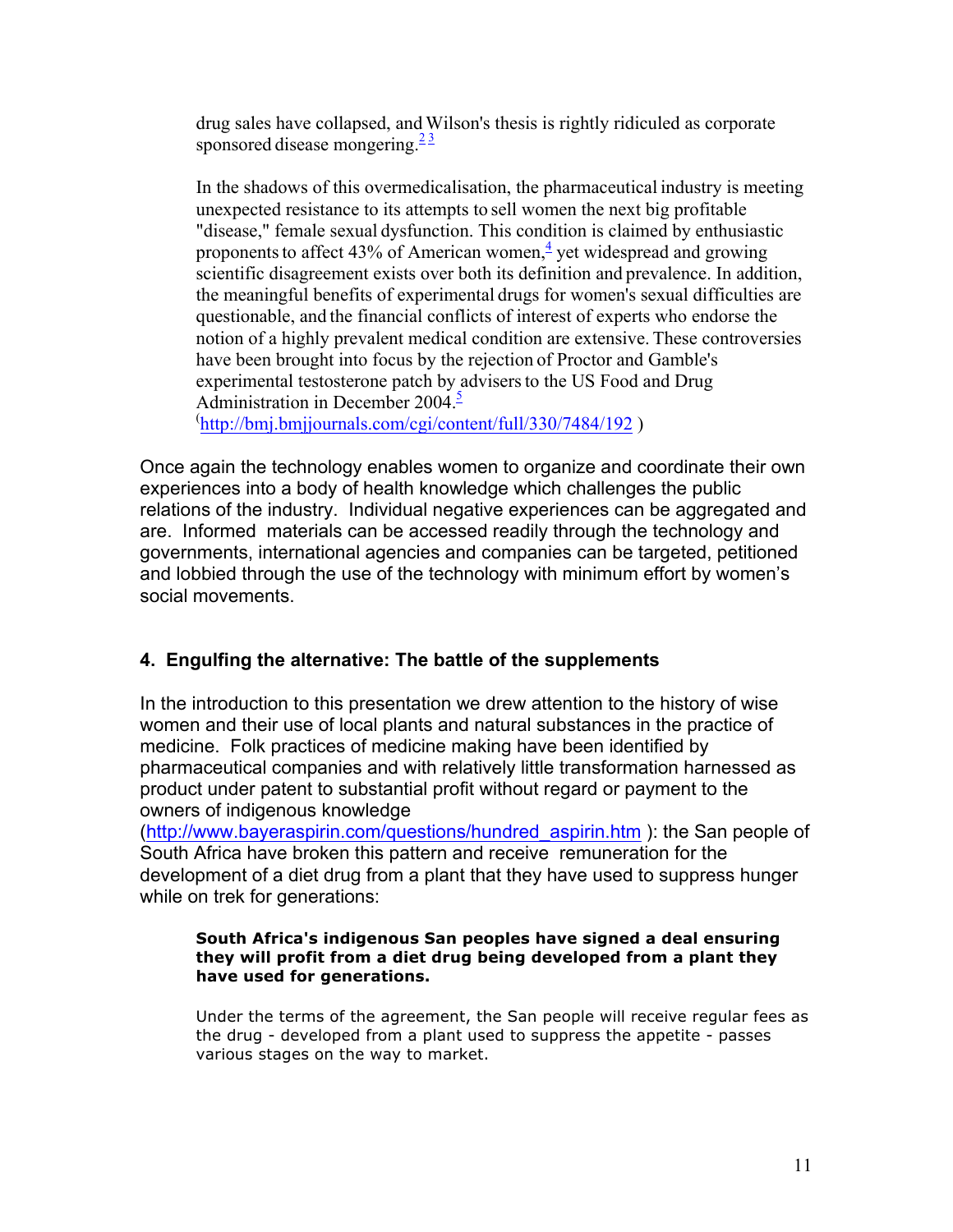drug sales have collapsed, and Wilson's thesis is rightly ridiculed as corporate sponsored disease mongering.[2] [3]

In the shadows of this overmedicalisation, the pharmaceutical industry is meeting unexpected resistance to its attempts to sell women the next big profitable "disease," female sexual dysfunction. This condition is claimed by enthusiastic proponents to affect 43% of American women,[4] yet widespread and growing scientific disagreement exists over both its definition and prevalence. In addition, the meaningful benefits of experimental drugs for women's sexual difficulties are questionable, and the financial conflicts of interest of experts who endorse the notion of a highly prevalent medical condition are extensive. These controversies have been brought into focus by the rejection of Proctor and Gamble's experimental testosterone patch by advisers to the US Food and Drug Administration in December 2004.[5]
(http://bmj.bmjjournals.com/cgi/content/full/330/7484/192 )

Once again the technology enables women to organize and coordinate their own experiences into a body of health knowledge which challenges the public relations of the industry. Individual negative experiences can be aggregated and are. Informed materials can be accessed readily through the technology and governments, international agencies and companies can be targeted, petitioned and lobbied through the use of the technology with minimum effort by women's social movements.

## 4. Engulfing the alternative: The battle of the supplements

In the introduction to this presentation we drew attention to the history of wise women and their use of local plants and natural substances in the practice of medicine. Folk practices of medicine making have been identified by pharmaceutical companies and with relatively little transformation harnessed as product under patent to substantial profit without regard or payment to the owners of indigenous knowledge (http://www.bayeraspirin.com/questions/hundred_aspirin.htm ): the San people of South Africa have broken this pattern and receive remuneration for the development of a diet drug from a plant that they have used to suppress hunger while on trek for generations:

**South Africa's indigenous San peoples have signed a deal ensuring they will profit from a diet drug being developed from a plant they have used for generations.**

Under the terms of the agreement, the San people will receive regular fees as the drug - developed from a plant used to suppress the appetite - passes various stages on the way to market.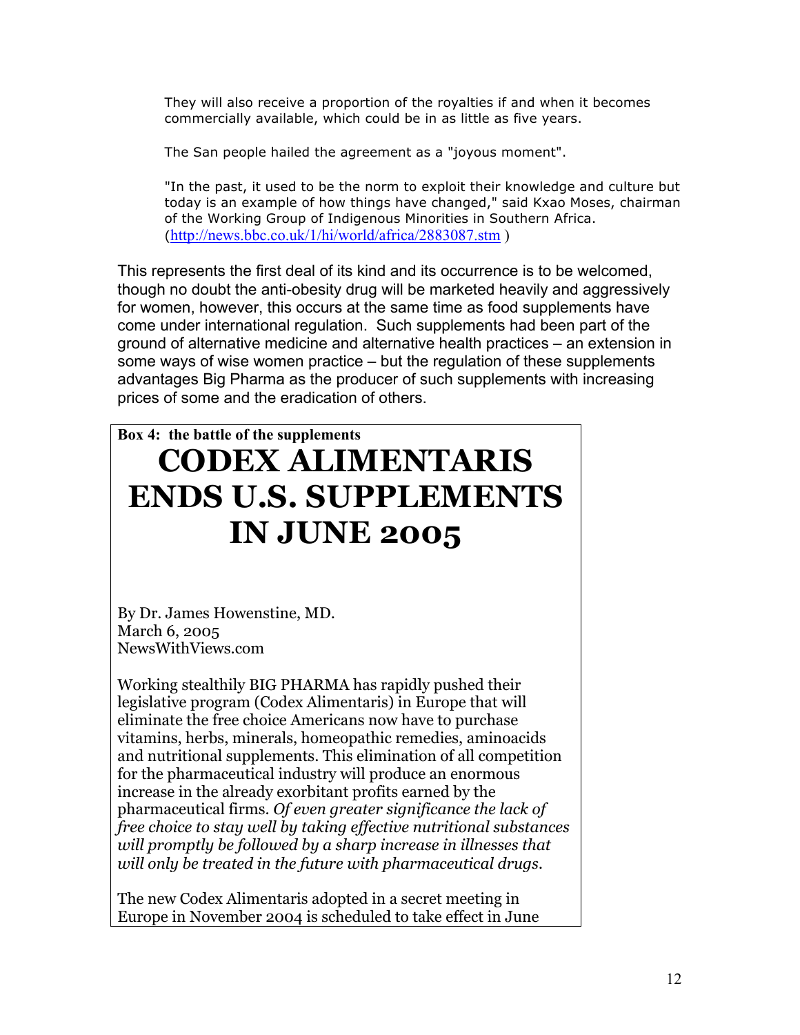> They will also receive a proportion of the royalties if and when it becomes commercially available, which could be in as little as five years.
>
> The San people hailed the agreement as a "joyous moment".
>
> "In the past, it used to be the norm to exploit their knowledge and culture but today is an example of how things have changed," said Kxao Moses, chairman of the Working Group of Indigenous Minorities in Southern Africa. (http://news.bbc.co.uk/1/hi/world/africa/2883087.stm )

This represents the first deal of its kind and its occurrence is to be welcomed, though no doubt the anti-obesity drug will be marketed heavily and aggressively for women, however, this occurs at the same time as food supplements have come under international regulation. Such supplements had been part of the ground of alternative medicine and alternative health practices – an extension in some ways of wise women practice – but the regulation of these supplements advantages Big Pharma as the producer of such supplements with increasing prices of some and the eradication of others.

**Box 4: the battle of the supplements**

# CODEX ALIMENTARIS ENDS U.S. SUPPLEMENTS IN JUNE 2005

By Dr. James Howenstine, MD.
March 6, 2005
NewsWithViews.com

Working stealthily BIG PHARMA has rapidly pushed their legislative program (Codex Alimentaris) in Europe that will eliminate the free choice Americans now have to purchase vitamins, herbs, minerals, homeopathic remedies, aminoacids and nutritional supplements. This elimination of all competition for the pharmaceutical industry will produce an enormous increase in the already exorbitant profits earned by the pharmaceutical firms. *Of even greater significance the lack of free choice to stay well by taking effective nutritional substances will promptly be followed by a sharp increase in illnesses that will only be treated in the future with pharmaceutical drugs.*

The new Codex Alimentaris adopted in a secret meeting in Europe in November 2004 is scheduled to take effect in June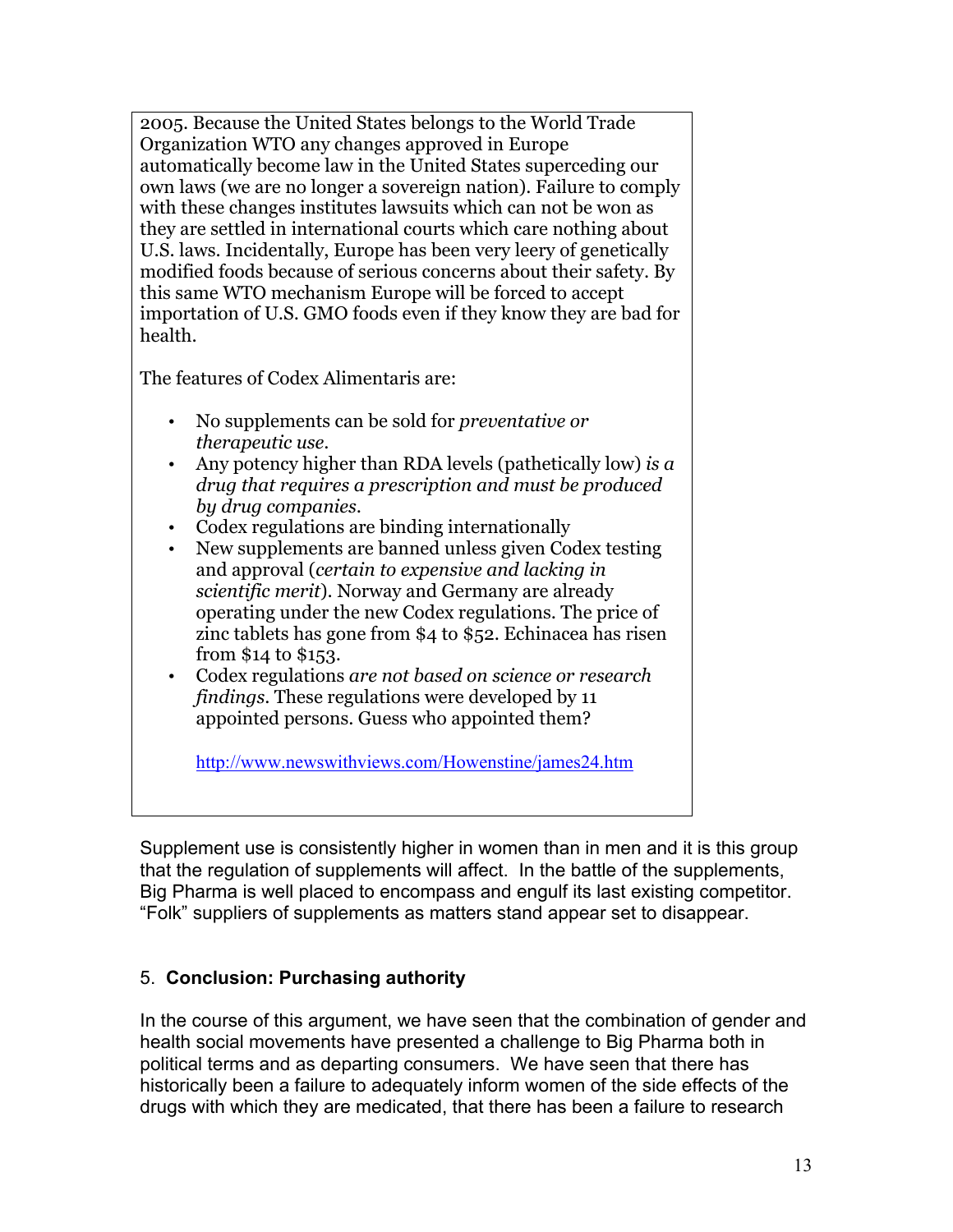2005. Because the United States belongs to the World Trade Organization WTO any changes approved in Europe automatically become law in the United States superceding our own laws (we are no longer a sovereign nation). Failure to comply with these changes institutes lawsuits which can not be won as they are settled in international courts which care nothing about U.S. laws. Incidentally, Europe has been very leery of genetically modified foods because of serious concerns about their safety. By this same WTO mechanism Europe will be forced to accept importation of U.S. GMO foods even if they know they are bad for health.

The features of Codex Alimentaris are:

- No supplements can be sold for *preventative or therapeutic use.*
- Any potency higher than RDA levels (pathetically low) *is a drug that requires a prescription and must be produced by drug companies.*
- Codex regulations are binding internationally
- New supplements are banned unless given Codex testing and approval (*certain to expensive and lacking in scientific merit*). Norway and Germany are already operating under the new Codex regulations. The price of zinc tablets has gone from $4 to $52. Echinacea has risen from $14 to $153.
- Codex regulations *are not based on science or research findings.* These regulations were developed by 11 appointed persons. Guess who appointed them?

  http://www.newswithviews.com/Howenstine/james24.htm

Supplement use is consistently higher in women than in men and it is this group that the regulation of supplements will affect. In the battle of the supplements, Big Pharma is well placed to encompass and engulf its last existing competitor. "Folk" suppliers of supplements as matters stand appear set to disappear.

## 5. **Conclusion: Purchasing authority**

In the course of this argument, we have seen that the combination of gender and health social movements have presented a challenge to Big Pharma both in political terms and as departing consumers. We have seen that there has historically been a failure to adequately inform women of the side effects of the drugs with which they are medicated, that there has been a failure to research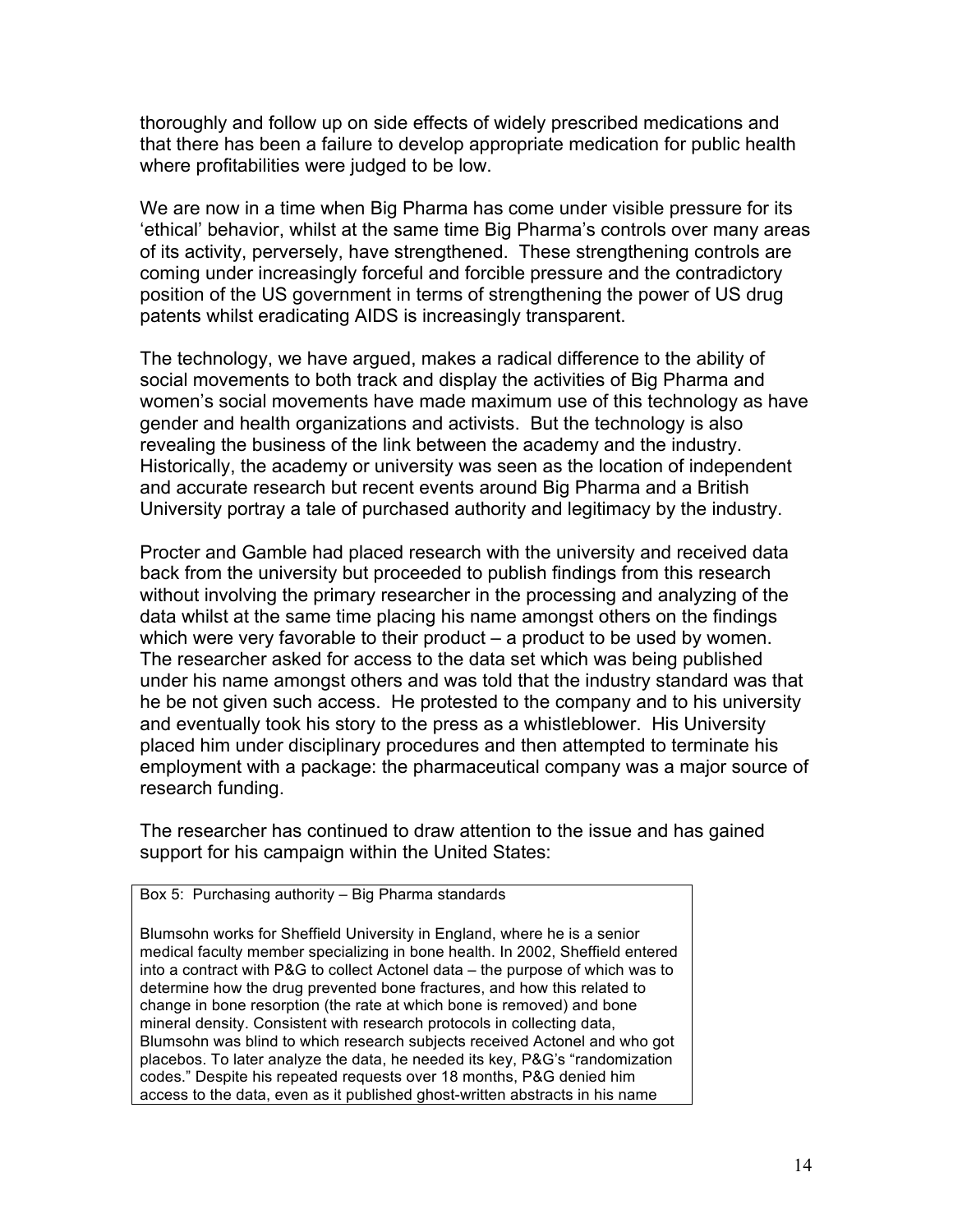thoroughly and follow up on side effects of widely prescribed medications and that there has been a failure to develop appropriate medication for public health where profitabilities were judged to be low.

We are now in a time when Big Pharma has come under visible pressure for its 'ethical' behavior, whilst at the same time Big Pharma's controls over many areas of its activity, perversely, have strengthened. These strengthening controls are coming under increasingly forceful and forcible pressure and the contradictory position of the US government in terms of strengthening the power of US drug patents whilst eradicating AIDS is increasingly transparent.

The technology, we have argued, makes a radical difference to the ability of social movements to both track and display the activities of Big Pharma and women's social movements have made maximum use of this technology as have gender and health organizations and activists. But the technology is also revealing the business of the link between the academy and the industry. Historically, the academy or university was seen as the location of independent and accurate research but recent events around Big Pharma and a British University portray a tale of purchased authority and legitimacy by the industry.

Procter and Gamble had placed research with the university and received data back from the university but proceeded to publish findings from this research without involving the primary researcher in the processing and analyzing of the data whilst at the same time placing his name amongst others on the findings which were very favorable to their product – a product to be used by women. The researcher asked for access to the data set which was being published under his name amongst others and was told that the industry standard was that he be not given such access. He protested to the company and to his university and eventually took his story to the press as a whistleblower. His University placed him under disciplinary procedures and then attempted to terminate his employment with a package: the pharmaceutical company was a major source of research funding.

The researcher has continued to draw attention to the issue and has gained support for his campaign within the United States:

> Box 5: Purchasing authority – Big Pharma standards
>
> Blumsohn works for Sheffield University in England, where he is a senior medical faculty member specializing in bone health. In 2002, Sheffield entered into a contract with P&G to collect Actonel data – the purpose of which was to determine how the drug prevented bone fractures, and how this related to change in bone resorption (the rate at which bone is removed) and bone mineral density. Consistent with research protocols in collecting data, Blumsohn was blind to which research subjects received Actonel and who got placebos. To later analyze the data, he needed its key, P&G's "randomization codes." Despite his repeated requests over 18 months, P&G denied him access to the data, even as it published ghost-written abstracts in his name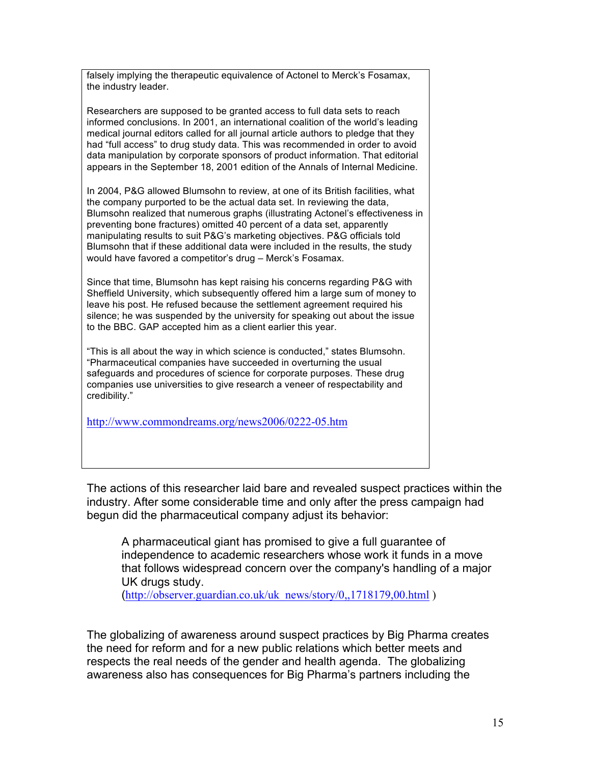falsely implying the therapeutic equivalence of Actonel to Merck's Fosamax, the industry leader.

Researchers are supposed to be granted access to full data sets to reach informed conclusions. In 2001, an international coalition of the world's leading medical journal editors called for all journal article authors to pledge that they had "full access" to drug study data. This was recommended in order to avoid data manipulation by corporate sponsors of product information. That editorial appears in the September 18, 2001 edition of the Annals of Internal Medicine.

In 2004, P&G allowed Blumsohn to review, at one of its British facilities, what the company purported to be the actual data set. In reviewing the data, Blumsohn realized that numerous graphs (illustrating Actonel's effectiveness in preventing bone fractures) omitted 40 percent of a data set, apparently manipulating results to suit P&G's marketing objectives. P&G officials told Blumsohn that if these additional data were included in the results, the study would have favored a competitor's drug – Merck's Fosamax.

Since that time, Blumsohn has kept raising his concerns regarding P&G with Sheffield University, which subsequently offered him a large sum of money to leave his post. He refused because the settlement agreement required his silence; he was suspended by the university for speaking out about the issue to the BBC. GAP accepted him as a client earlier this year.

"This is all about the way in which science is conducted," states Blumsohn. "Pharmaceutical companies have succeeded in overturning the usual safeguards and procedures of science for corporate purposes. These drug companies use universities to give research a veneer of respectability and credibility."

http://www.commondreams.org/news2006/0222-05.htm

The actions of this researcher laid bare and revealed suspect practices within the industry. After some considerable time and only after the press campaign had begun did the pharmaceutical company adjust its behavior:

> A pharmaceutical giant has promised to give a full guarantee of independence to academic researchers whose work it funds in a move that follows widespread concern over the company's handling of a major UK drugs study.
> (http://observer.guardian.co.uk/uk_news/story/0,,1718179,00.html )

The globalizing of awareness around suspect practices by Big Pharma creates the need for reform and for a new public relations which better meets and respects the real needs of the gender and health agenda. The globalizing awareness also has consequences for Big Pharma's partners including the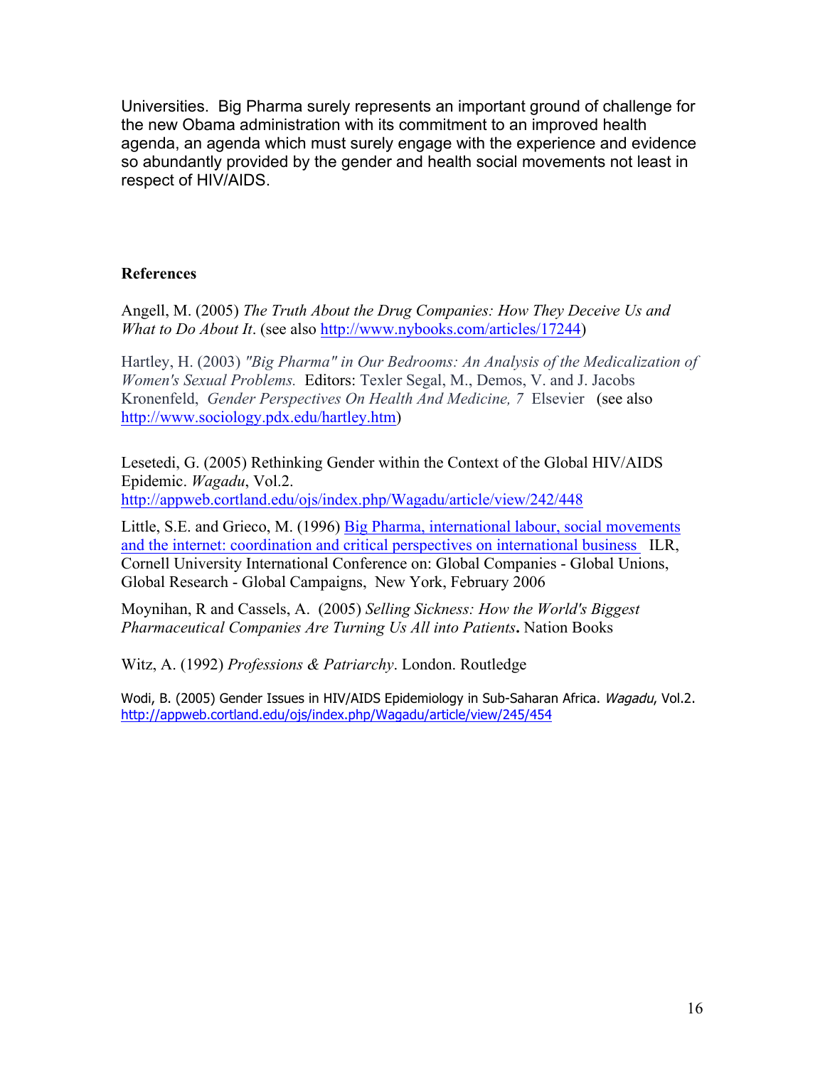Universities. Big Pharma surely represents an important ground of challenge for the new Obama administration with its commitment to an improved health agenda, an agenda which must surely engage with the experience and evidence so abundantly provided by the gender and health social movements not least in respect of HIV/AIDS.

**References**

Angell, M. (2005) *The Truth About the Drug Companies: How They Deceive Us and What to Do About It*. (see also http://www.nybooks.com/articles/17244)

Hartley, H. (2003) *"Big Pharma" in Our Bedrooms: An Analysis of the Medicalization of Women's Sexual Problems.* Editors: Texler Segal, M., Demos, V. and J. Jacobs Kronenfeld, *Gender Perspectives On Health And Medicine, 7* Elsevier (see also http://www.sociology.pdx.edu/hartley.htm)

Lesetedi, G. (2005) Rethinking Gender within the Context of the Global HIV/AIDS Epidemic. *Wagadu*, Vol.2. http://appweb.cortland.edu/ojs/index.php/Wagadu/article/view/242/448

Little, S.E. and Grieco, M. (1996) Big Pharma, international labour, social movements and the internet: coordination and critical perspectives on international business ILR, Cornell University International Conference on: Global Companies - Global Unions, Global Research - Global Campaigns, New York, February 2006

Moynihan, R and Cassels, A. (2005) *Selling Sickness: How the World's Biggest Pharmaceutical Companies Are Turning Us All into Patients*. Nation Books

Witz, A. (1992) *Professions & Patriarchy*. London. Routledge

Wodi, B. (2005) Gender Issues in HIV/AIDS Epidemiology in Sub-Saharan Africa. *Wagadu*, Vol.2. http://appweb.cortland.edu/ojs/index.php/Wagadu/article/view/245/454